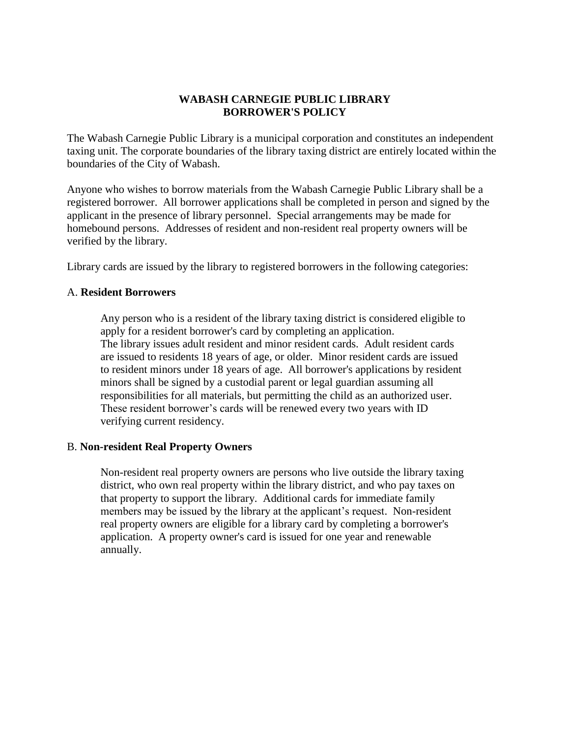# WABASH CARNEGIE PUBLIC LIBRARY
## BORROWER'S POLICY

The Wabash Carnegie Public Library is a municipal corporation and constitutes an independent taxing unit. The corporate boundaries of the library taxing district are entirely located within the boundaries of the City of Wabash.

Anyone who wishes to borrow materials from the Wabash Carnegie Public Library shall be a registered borrower. All borrower applications shall be completed in person and signed by the applicant in the presence of library personnel. Special arrangements may be made for homebound persons. Addresses of resident and non-resident real property owners will be verified by the library.

Library cards are issued by the library to registered borrowers in the following categories:

A. **Resident Borrowers**

Any person who is a resident of the library taxing district is considered eligible to apply for a resident borrower's card by completing an application. The library issues adult resident and minor resident cards. Adult resident cards are issued to residents 18 years of age, or older. Minor resident cards are issued to resident minors under 18 years of age. All borrower's applications by resident minors shall be signed by a custodial parent or legal guardian assuming all responsibilities for all materials, but permitting the child as an authorized user. These resident borrower's cards will be renewed every two years with ID verifying current residency.

B. **Non-resident Real Property Owners**

Non-resident real property owners are persons who live outside the library taxing district, who own real property within the library district, and who pay taxes on that property to support the library. Additional cards for immediate family members may be issued by the library at the applicant's request. Non-resident real property owners are eligible for a library card by completing a borrower's application. A property owner's card is issued for one year and renewable annually.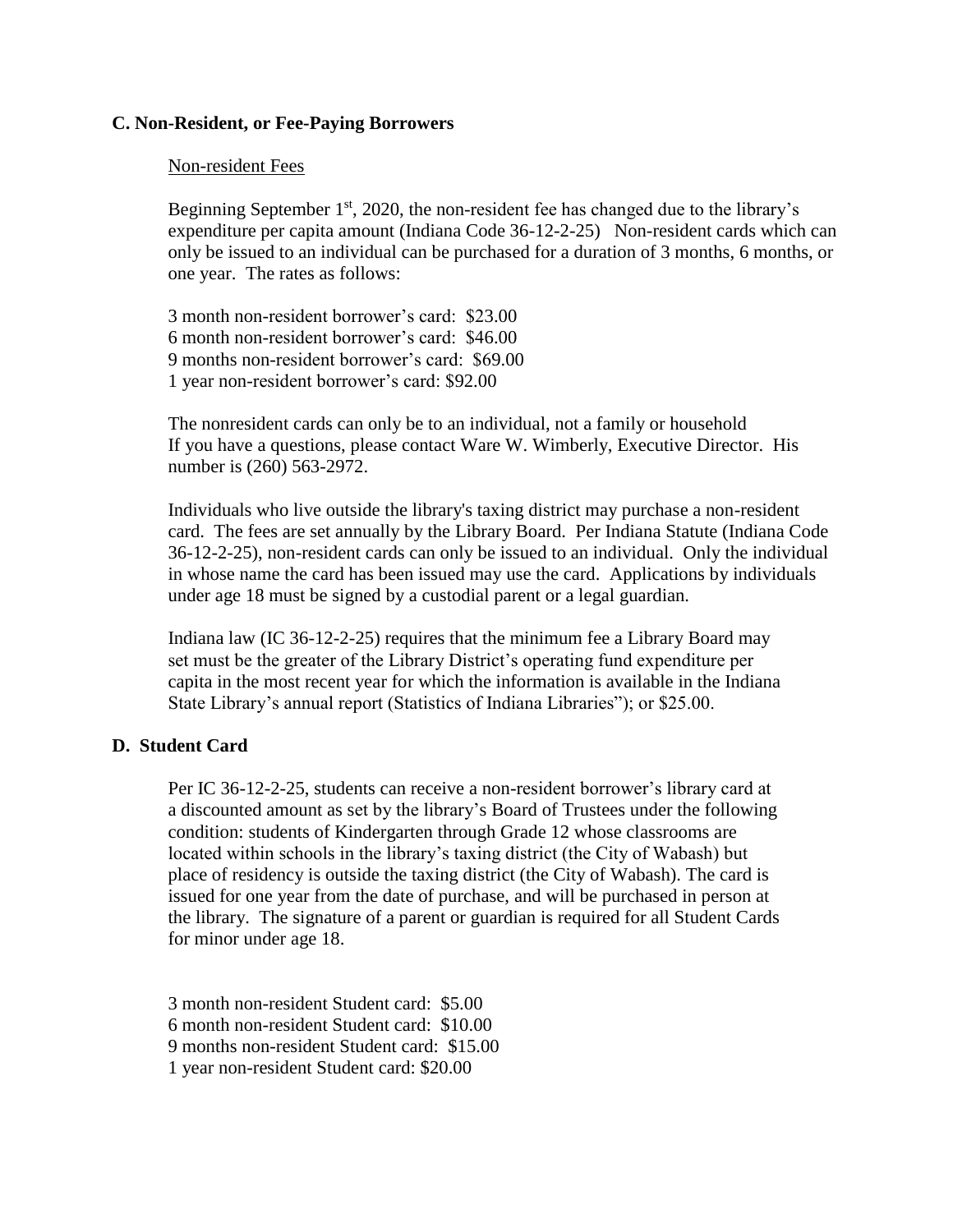### C. Non-Resident, or Fee-Paying Borrowers

Non-resident Fees

Beginning September 1st, 2020, the non-resident fee has changed due to the library's expenditure per capita amount (Indiana Code 36-12-2-25) Non-resident cards which can only be issued to an individual can be purchased for a duration of 3 months, 6 months, or one year. The rates as follows:

3 month non-resident borrower's card: $23.00
6 month non-resident borrower's card: $46.00
9 months non-resident borrower's card: $69.00
1 year non-resident borrower's card: $92.00

The nonresident cards can only be to an individual, not a family or household
If you have a questions, please contact Ware W. Wimberly, Executive Director. His number is (260) 563-2972.

Individuals who live outside the library's taxing district may purchase a non-resident card. The fees are set annually by the Library Board. Per Indiana Statute (Indiana Code 36-12-2-25), non-resident cards can only be issued to an individual. Only the individual in whose name the card has been issued may use the card. Applications by individuals under age 18 must be signed by a custodial parent or a legal guardian.

Indiana law (IC 36-12-2-25) requires that the minimum fee a Library Board may set must be the greater of the Library District's operating fund expenditure per capita in the most recent year for which the information is available in the Indiana State Library's annual report (Statistics of Indiana Libraries"); or $25.00.

### D. Student Card

Per IC 36-12-2-25, students can receive a non-resident borrower's library card at a discounted amount as set by the library's Board of Trustees under the following condition: students of Kindergarten through Grade 12 whose classrooms are located within schools in the library's taxing district (the City of Wabash) but place of residency is outside the taxing district (the City of Wabash). The card is issued for one year from the date of purchase, and will be purchased in person at the library. The signature of a parent or guardian is required for all Student Cards for minor under age 18.

3 month non-resident Student card: $5.00
6 month non-resident Student card: $10.00
9 months non-resident Student card: $15.00
1 year non-resident Student card: $20.00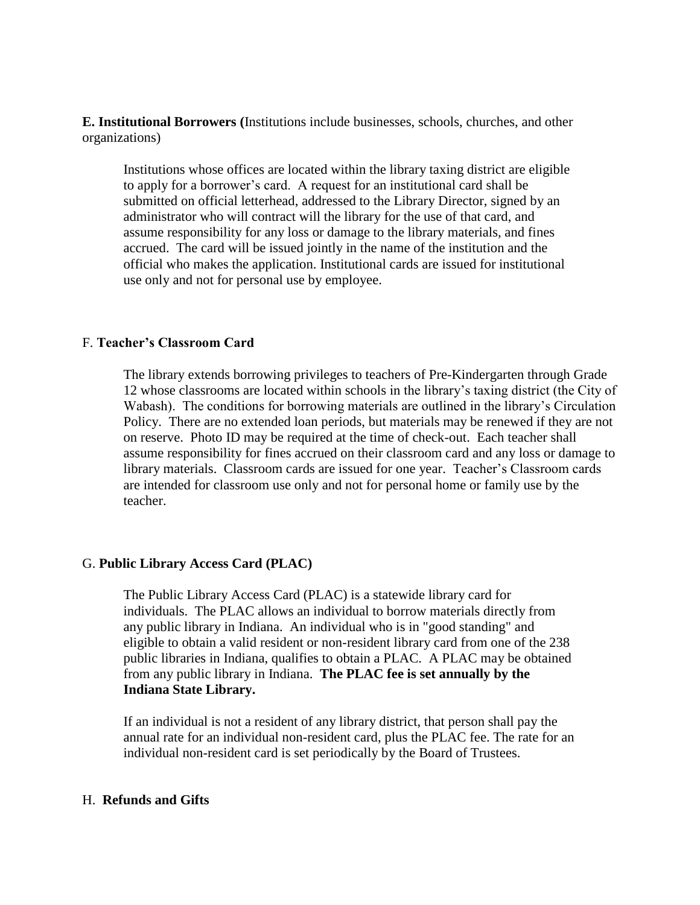**E. Institutional Borrowers (**Institutions include businesses, schools, churches, and other organizations)

Institutions whose offices are located within the library taxing district are eligible to apply for a borrower's card. A request for an institutional card shall be submitted on official letterhead, addressed to the Library Director, signed by an administrator who will contract will the library for the use of that card, and assume responsibility for any loss or damage to the library materials, and fines accrued. The card will be issued jointly in the name of the institution and the official who makes the application. Institutional cards are issued for institutional use only and not for personal use by employee.

F. **Teacher's Classroom Card**

The library extends borrowing privileges to teachers of Pre-Kindergarten through Grade 12 whose classrooms are located within schools in the library's taxing district (the City of Wabash). The conditions for borrowing materials are outlined in the library's Circulation Policy. There are no extended loan periods, but materials may be renewed if they are not on reserve. Photo ID may be required at the time of check-out. Each teacher shall assume responsibility for fines accrued on their classroom card and any loss or damage to library materials. Classroom cards are issued for one year. Teacher's Classroom cards are intended for classroom use only and not for personal home or family use by the teacher.

G. **Public Library Access Card (PLAC)**

The Public Library Access Card (PLAC) is a statewide library card for individuals. The PLAC allows an individual to borrow materials directly from any public library in Indiana. An individual who is in "good standing" and eligible to obtain a valid resident or non-resident library card from one of the 238 public libraries in Indiana, qualifies to obtain a PLAC. A PLAC may be obtained from any public library in Indiana. **The PLAC fee is set annually by the Indiana State Library.**

If an individual is not a resident of any library district, that person shall pay the annual rate for an individual non-resident card, plus the PLAC fee. The rate for an individual non-resident card is set periodically by the Board of Trustees.

H. **Refunds and Gifts**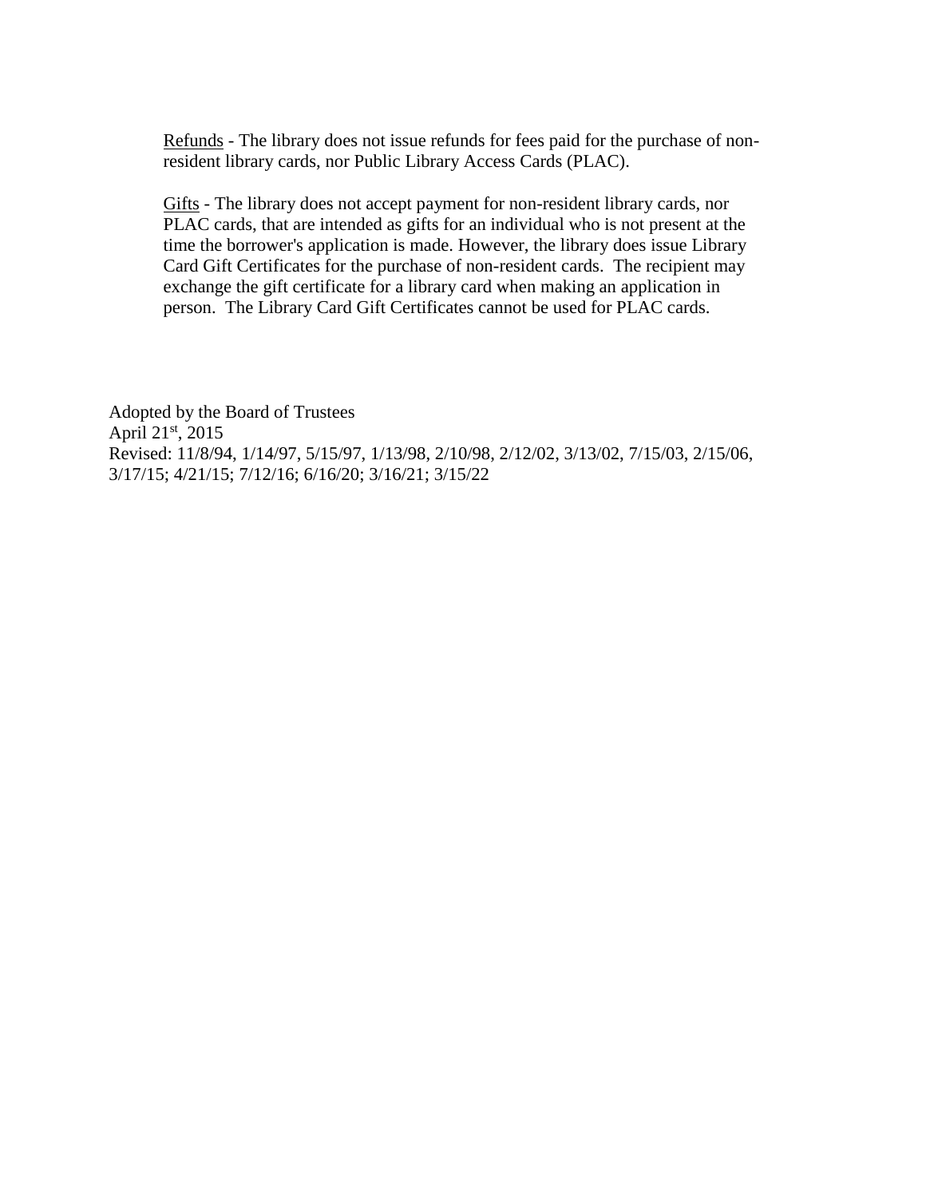Refunds - The library does not issue refunds for fees paid for the purchase of non-resident library cards, nor Public Library Access Cards (PLAC).

Gifts - The library does not accept payment for non-resident library cards, nor PLAC cards, that are intended as gifts for an individual who is not present at the time the borrower's application is made. However, the library does issue Library Card Gift Certificates for the purchase of non-resident cards. The recipient may exchange the gift certificate for a library card when making an application in person. The Library Card Gift Certificates cannot be used for PLAC cards.

Adopted by the Board of Trustees
April 21st, 2015
Revised: 11/8/94, 1/14/97, 5/15/97, 1/13/98, 2/10/98, 2/12/02, 3/13/02, 7/15/03, 2/15/06, 3/17/15; 4/21/15; 7/12/16; 6/16/20; 3/16/21; 3/15/22